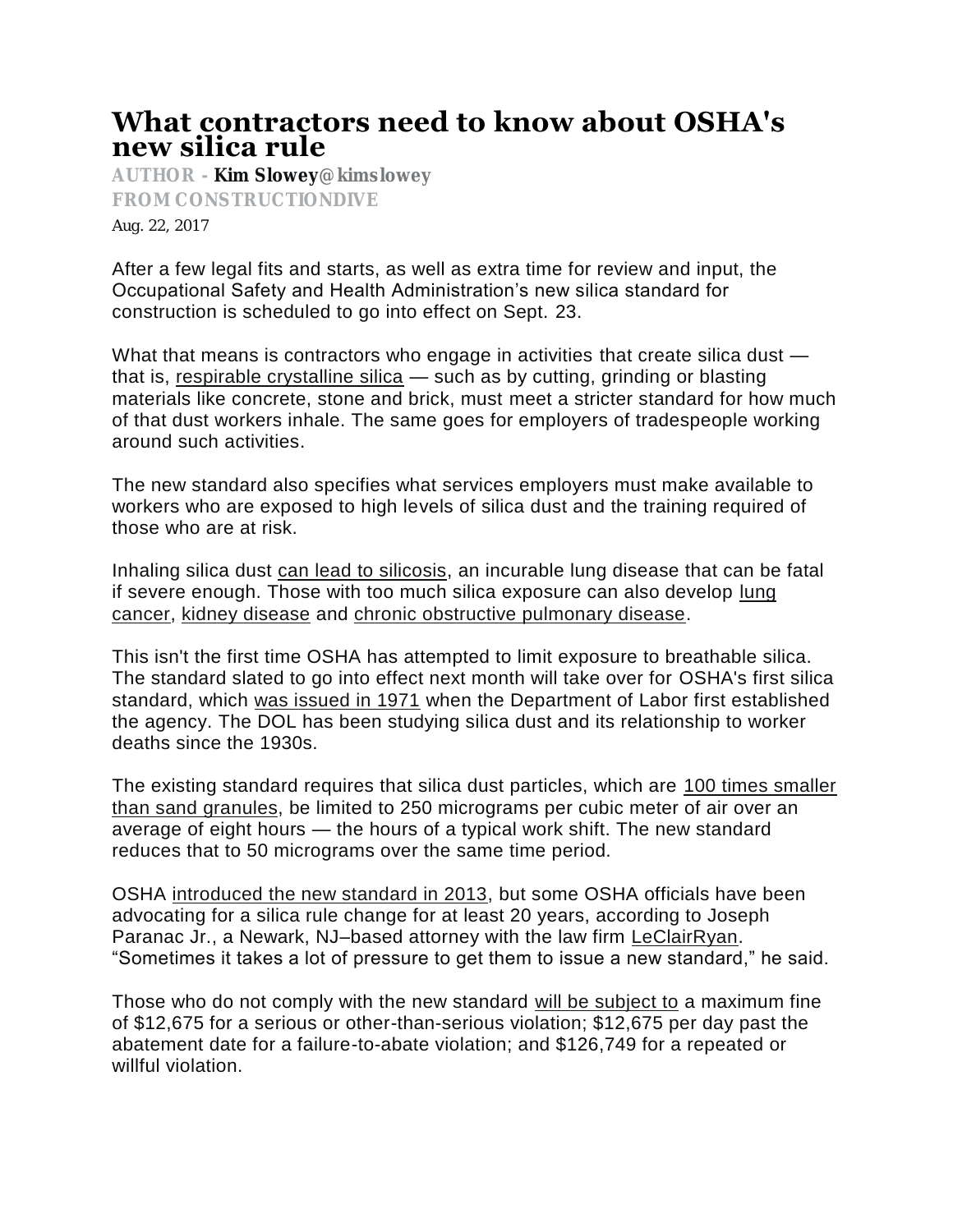# What contractors need to know about OSHA's new silica rule

**AUTHOR - Kim Slowey@kimslowey**

**FROM CONSTRUCTIONDIVE**

Aug. 22, 2017

After a few legal fits and starts, as well as extra time for review and input, the Occupational Safety and Health Administration's new silica standard for construction is scheduled to go into effect on Sept. 23.

What that means is contractors who engage in activities that create silica dust — that is, respirable crystalline silica — such as by cutting, grinding or blasting materials like concrete, stone and brick, must meet a stricter standard for how much of that dust workers inhale. The same goes for employers of tradespeople working around such activities.

The new standard also specifies what services employers must make available to workers who are exposed to high levels of silica dust and the training required of those who are at risk.

Inhaling silica dust can lead to silicosis, an incurable lung disease that can be fatal if severe enough. Those with too much silica exposure can also develop lung cancer, kidney disease and chronic obstructive pulmonary disease.

This isn't the first time OSHA has attempted to limit exposure to breathable silica. The standard slated to go into effect next month will take over for OSHA's first silica standard, which was issued in 1971 when the Department of Labor first established the agency. The DOL has been studying silica dust and its relationship to worker deaths since the 1930s.

The existing standard requires that silica dust particles, which are 100 times smaller than sand granules, be limited to 250 micrograms per cubic meter of air over an average of eight hours — the hours of a typical work shift. The new standard reduces that to 50 micrograms over the same time period.

OSHA introduced the new standard in 2013, but some OSHA officials have been advocating for a silica rule change for at least 20 years, according to Joseph Paranac Jr., a Newark, NJ–based attorney with the law firm LeClairRyan. "Sometimes it takes a lot of pressure to get them to issue a new standard," he said.

Those who do not comply with the new standard will be subject to a maximum fine of $12,675 for a serious or other-than-serious violation; $12,675 per day past the abatement date for a failure-to-abate violation; and $126,749 for a repeated or willful violation.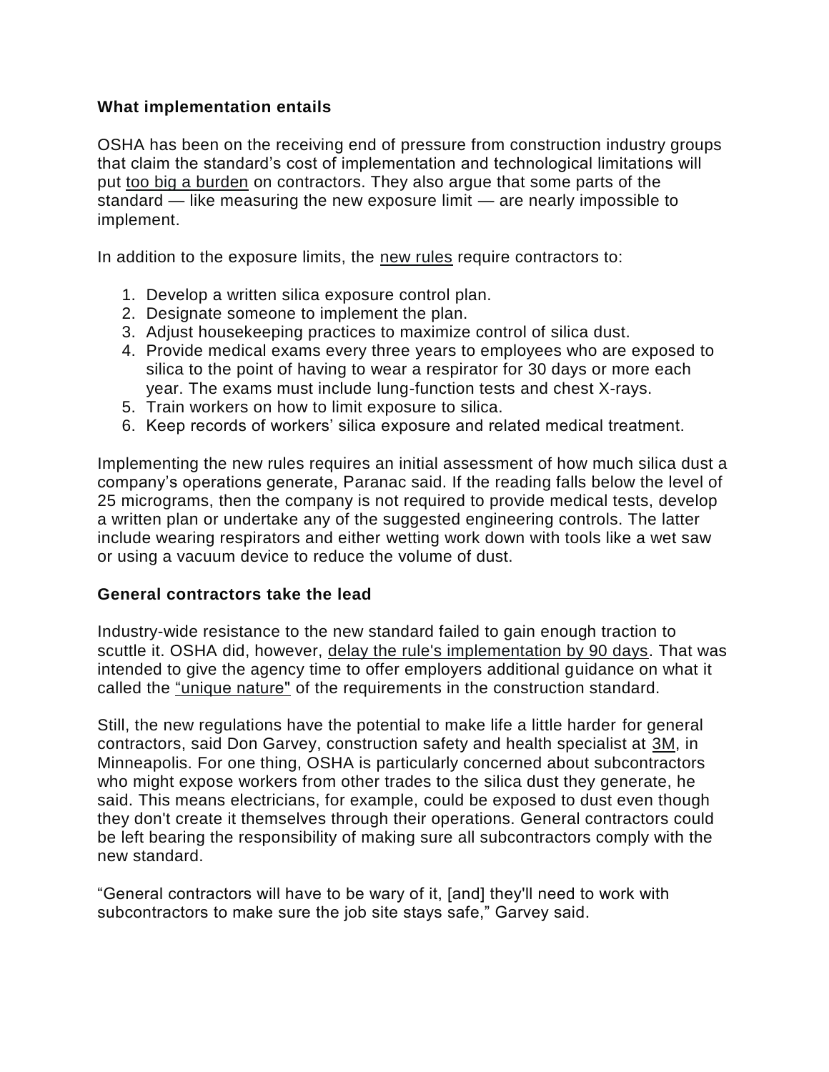### What implementation entails

OSHA has been on the receiving end of pressure from construction industry groups that claim the standard's cost of implementation and technological limitations will put too big a burden on contractors. They also argue that some parts of the standard — like measuring the new exposure limit — are nearly impossible to implement.

In addition to the exposure limits, the new rules require contractors to:

1. Develop a written silica exposure control plan.
2. Designate someone to implement the plan.
3. Adjust housekeeping practices to maximize control of silica dust.
4. Provide medical exams every three years to employees who are exposed to silica to the point of having to wear a respirator for 30 days or more each year. The exams must include lung-function tests and chest X-rays.
5. Train workers on how to limit exposure to silica.
6. Keep records of workers' silica exposure and related medical treatment.

Implementing the new rules requires an initial assessment of how much silica dust a company's operations generate, Paranac said. If the reading falls below the level of 25 micrograms, then the company is not required to provide medical tests, develop a written plan or undertake any of the suggested engineering controls. The latter include wearing respirators and either wetting work down with tools like a wet saw or using a vacuum device to reduce the volume of dust.

### General contractors take the lead

Industry-wide resistance to the new standard failed to gain enough traction to scuttle it. OSHA did, however, delay the rule's implementation by 90 days. That was intended to give the agency time to offer employers additional guidance on what it called the "unique nature" of the requirements in the construction standard.

Still, the new regulations have the potential to make life a little harder for general contractors, said Don Garvey, construction safety and health specialist at 3M, in Minneapolis. For one thing, OSHA is particularly concerned about subcontractors who might expose workers from other trades to the silica dust they generate, he said. This means electricians, for example, could be exposed to dust even though they don't create it themselves through their operations. General contractors could be left bearing the responsibility of making sure all subcontractors comply with the new standard.

"General contractors will have to be wary of it, [and] they'll need to work with subcontractors to make sure the job site stays safe," Garvey said.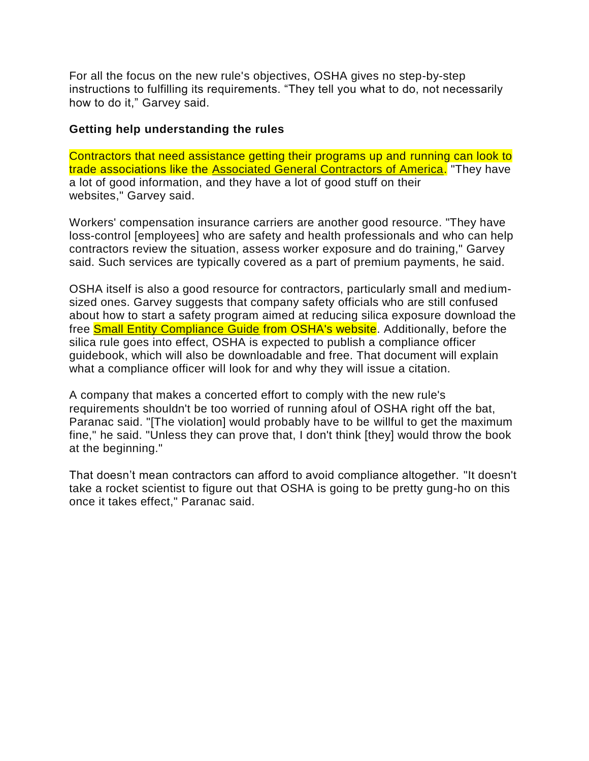For all the focus on the new rule's objectives, OSHA gives no step-by-step instructions to fulfilling its requirements. “They tell you what to do, not necessarily how to do it,” Garvey said.

**Getting help understanding the rules**

Contractors that need assistance getting their programs up and running can look to trade associations like the Associated General Contractors of America. "They have a lot of good information, and they have a lot of good stuff on their websites," Garvey said.

Workers' compensation insurance carriers are another good resource. "They have loss-control [employees] who are safety and health professionals and who can help contractors review the situation, assess worker exposure and do training," Garvey said. Such services are typically covered as a part of premium payments, he said.

OSHA itself is also a good resource for contractors, particularly small and medium-sized ones. Garvey suggests that company safety officials who are still confused about how to start a safety program aimed at reducing silica exposure download the free Small Entity Compliance Guide from OSHA's website. Additionally, before the silica rule goes into effect, OSHA is expected to publish a compliance officer guidebook, which will also be downloadable and free. That document will explain what a compliance officer will look for and why they will issue a citation.

A company that makes a concerted effort to comply with the new rule's requirements shouldn't be too worried of running afoul of OSHA right off the bat, Paranac said. "[The violation] would probably have to be willful to get the maximum fine," he said. "Unless they can prove that, I don't think [they] would throw the book at the beginning."

That doesn’t mean contractors can afford to avoid compliance altogether. "It doesn't take a rocket scientist to figure out that OSHA is going to be pretty gung-ho on this once it takes effect," Paranac said.